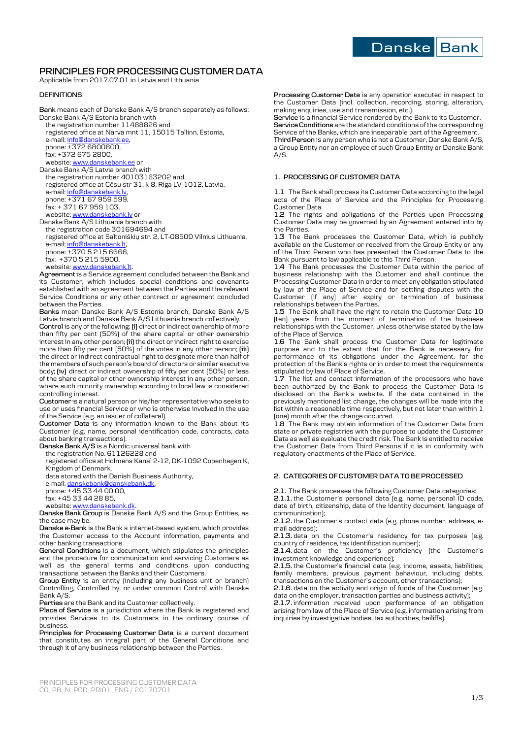# PRINCIPLES FOR PROCESSING CUSTOMER DATA

Applicable from 2017.07.01 in Latvia and Lithuania

## DEFINITIONS

**Bank** means each of Danske Bank A/S branch separately as follows:
Danske Bank A/S Estonia branch with
the registration number 11488826 and
registered office at Narva mnt 11, 15015 Tallinn, Estonia,
e-mail: info@danskebank.ee,
phone: +372 6800800,
fax: +372 675 2800,
website: www.danskebank.ee or
Danske Bank A/S Latvia branch with
the registration number 40103163202 and
registered office at Cēsu str 31, k-8, Riga LV-1012, Latvia,
e-mail: info@danskebank.lv,
phone: +371 67 959 599,
fax: + 371 67 959 103,
website: www.danskebank.lv or
Danske Bank A/S Lithuania branch with
the registration code 301694694 and
registered office at Saltoniškių str. 2, LT-08500 Vilnius Lithuania,
e-mail: info@danskebank.lt,
phone: +370 5 215 6666,
fax: +370 5 215 5900,
website: www.danskebank.lt.

**Agreement** is a Service agreement concluded between the Bank and its Customer, which includes special conditions and covenants established with an agreement between the Parties and the relevant Service Conditions or any other contract or agreement concluded between the Parties.

**Banks** mean Danske Bank A/S Estonia branch, Danske Bank A/S Latvia branch and Danske Bank A/S Lithuania branch collectively.

**Control** is any of the following: **(i)** direct or indirect ownership of more than fifty per cent (50%) of the share capital or other ownership interest in any other person; **(ii)** the direct or indirect right to exercise more than fifty per cent (50%) of the votes in any other person; **(iii)** the direct or indirect contractual right to designate more than half of the members of such person's board of directors or similar executive body; **(iv)** direct or indirect ownership of fifty per cent (50%) or less of the share capital or other ownership interest in any other person, where such minority ownership according to local law is considered controlling interest.

**Customer** is a natural person or his/her representative who seeks to use or uses financial Service or who is otherwise involved in the use of the Service (e.g. an issuer of collateral).

**Customer Data** is any information known to the Bank about its Customer (e.g. name, personal identification code, contracts, data about banking transactions).

**Danske Bank A/S** is a Nordic universal bank with
the registration No. 61126228 and
registered office at Holmens Kanal 2-12, DK-1092 Copenhagen K, Kingdom of Denmark,
data stored with the Danish Business Authority,
e-mail: danskebank@danskebank.dk,
phone: +45 33 44 00 00,
fax: +45 33 44 28 85,
website: www.danskebank.dk.

**Danske Bank Group** is Danske Bank A/S and the Group Entities, as the case may be.

**Danske e-Bank** is the Bank`s internet-based system, which provides the Customer access to the Account information, payments and other banking transactions.

**General Conditions** is a document, which stipulates the principles and the procedure for communication and servicing Customers as well as the general terms and conditions upon conducting transactions between the Banks and their Customers.

**Group Entity** is an entity (including any business unit or branch) Controlling, Controlled by, or under common Control with Danske Bank A/S.

**Parties** are the Bank and its Customer collectively.

**Place of Service** is a jurisdiction where the Bank is registered and provides Services to its Customers in the ordinary course of business.

**Principles for Processing Customer Data** is a current document that constitutes an integral part of the General Conditions and through it of any business relationship between the Parties.

**Processing Customer Data** is any operation executed in respect to the Customer Data (incl. collection, recording, storing, alteration, making enquiries, use and transmission, etc.).

**Service** is a financial Service rendered by the Bank to its Customer.

**Service Conditions** are the standard conditions of the corresponding Service of the Banks, which are inseparable part of the Agreement.

**Third Person** is any person who is not a Customer, Danske Bank A/S, a Group Entity nor an employee of such Group Entity or Danske Bank A/S.

## 1. PROCESSING OF CUSTOMER DATA

**1.1** The Bank shall process its Customer Data according to the legal acts of the Place of Service and the Principles for Processing Customer Data.

**1.2** The rights and obligations of the Parties upon Processing Customer Data may be governed by an Agreement entered into by the Parties.

**1.3** The Bank processes the Customer Data, which is publicly available on the Customer or received from the Group Entity or any of the Third Person who has presented the Customer Data to the Bank pursuant to law applicable to this Third Person.

**1.4** The Bank processes the Customer Data within the period of business relationship with the Customer and shall continue the Processing Customer Data in order to meet any obligation stipulated by law of the Place of Service and for settling disputes with the Customer (if any) after expiry or termination of business relationships between the Parties.

**1.5** The Bank shall have the right to retain the Customer Data 10 (ten) years from the moment of termination of the business relationships with the Customer, unless otherwise stated by the law of the Place of Service.

**1.6** The Bank shall process the Customer Data for legitimate purpose and to the extent that for the Bank is necessary for performance of its obligations under the Agreement, for the protection of the Bank's rights or in order to meet the requirements stipulated by law of Place of Service.

**1.7** The list and contact information of the processors who have been authorized by the Bank to process the Customer Data is disclosed on the Bank`s website. If the data contained in the previously mentioned list change, the changes will be made into the list within a reasonable time respectively, but not later than within 1 (one) month after the change occurred.

**1.8** The Bank may obtain information of the Customer Data from state or private registries with the purpose to update the Customer Data as well as evaluate the credit risk. The Bank is entitled to receive the Customer Data from Third Persons if it is in conformity with regulatory enactments of the Place of Service.

## 2. CATEGORIES OF CUSTOMER DATA TO BE PROCESSED

**2.1.** The Bank processes the following Customer Data categories:

**2.1.1.** the Customer`s personal data (e.g. name, personal ID code, date of birth, citizenship, data of the identity document, language of communication);

**2.1.2.** the Customer`s contact data (e.g. phone number, address, e-mail address);

**2.1.3.** data on the Customer's residency for tax purposes (e.g. country of residence, tax identification number);

**2.1.4.** data on the Customer's proficiency (the Customer's investment knowledge and experience);

**2.1.5.** the Customer's financial data (e.g. income, assets, liabilities, family members, previous payment behaviour, including debts, transactions on the Customer's account, other transactions);

**2.1.6.** data on the activity and origin of funds of the Customer (e.g. data on the employer, transaction parties and business activity);

**2.1.7.** information received upon performance of an obligation arising from law of the Place of Service (e.g. information arising from inquiries by investigative bodies, tax authorities, bailiffs).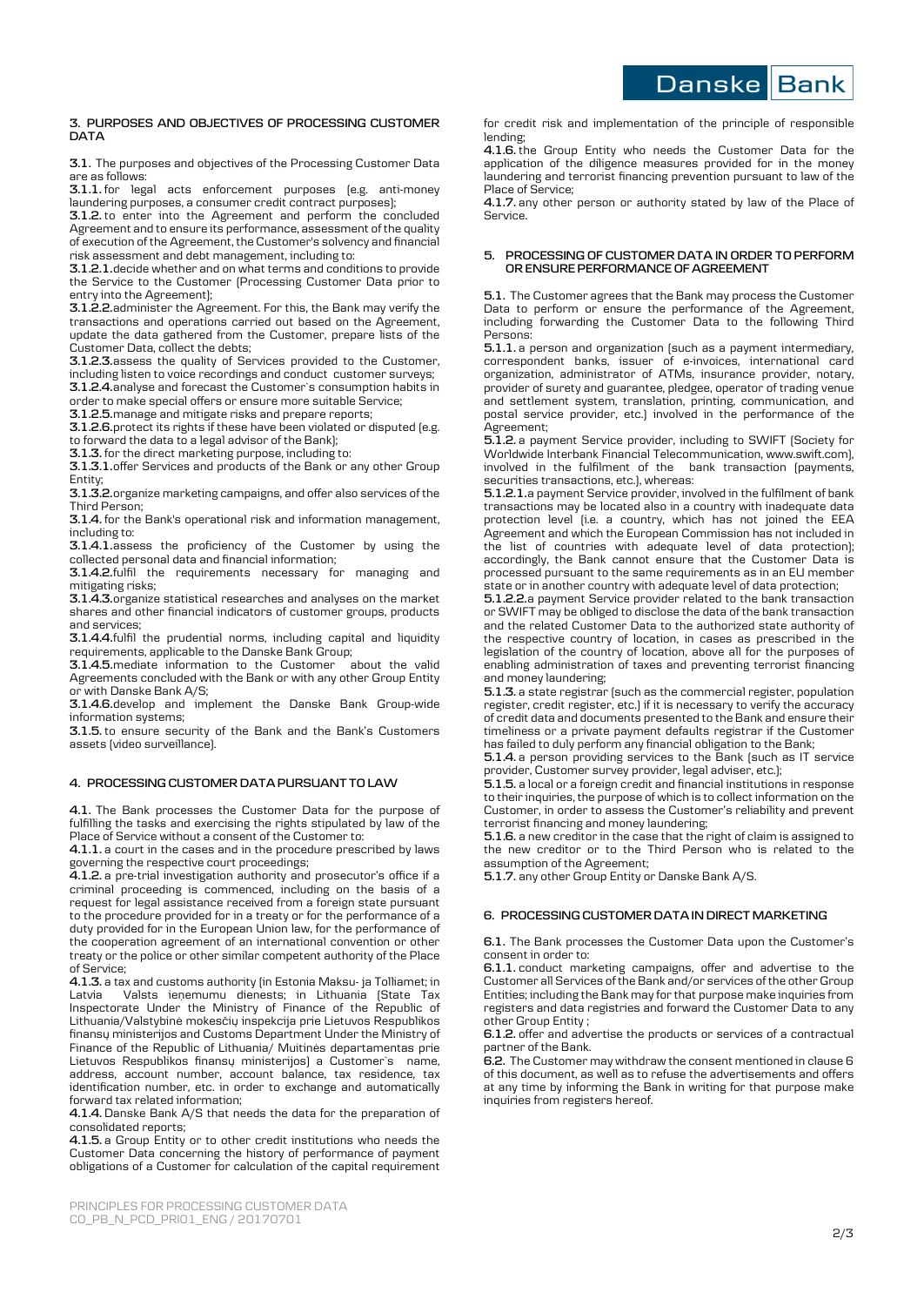## 3. PURPOSES AND OBJECTIVES OF PROCESSING CUSTOMER DATA

**3.1.** The purposes and objectives of the Processing Customer Data are as follows:

**3.1.1.** for legal acts enforcement purposes (e.g. anti-money laundering purposes, a consumer credit contract purposes);

**3.1.2.** to enter into the Agreement and perform the concluded Agreement and to ensure its performance, assessment of the quality of execution of the Agreement, the Customer's solvency and financial risk assessment and debt management, including to:

**3.1.2.1.** decide whether and on what terms and conditions to provide the Service to the Customer (Processing Customer Data prior to entry into the Agreement);

**3.1.2.2.** administer the Agreement. For this, the Bank may verify the transactions and operations carried out based on the Agreement, update the data gathered from the Customer, prepare lists of the Customer Data, collect the debts;

**3.1.2.3.** assess the quality of Services provided to the Customer, including listen to voice recordings and conduct customer surveys;

**3.1.2.4.** analyse and forecast the Customer`s consumption habits in order to make special offers or ensure more suitable Service;

**3.1.2.5.** manage and mitigate risks and prepare reports;

**3.1.2.6.** protect its rights if these have been violated or disputed (e.g. to forward the data to a legal advisor of the Bank);

**3.1.3.** for the direct marketing purpose, including to:

**3.1.3.1.** offer Services and products of the Bank or any other Group Entity;

**3.1.3.2.** organize marketing campaigns, and offer also services of the Third Person;

**3.1.4.** for the Bank's operational risk and information management, including to:

**3.1.4.1.** assess the proficiency of the Customer by using the collected personal data and financial information;

**3.1.4.2.** fulfil the requirements necessary for managing and mitigating risks;

**3.1.4.3.** organize statistical researches and analyses on the market shares and other financial indicators of customer groups, products and services;

**3.1.4.4.** fulfil the prudential norms, including capital and liquidity requirements, applicable to the Danske Bank Group;

**3.1.4.5.** mediate information to the Customer about the valid Agreements concluded with the Bank or with any other Group Entity or with Danske Bank A/S;

**3.1.4.6.** develop and implement the Danske Bank Group-wide information systems;

**3.1.5.** to ensure security of the Bank and the Bank's Customers assets (video surveillance).

## 4. PROCESSING CUSTOMER DATA PURSUANT TO LAW

**4.1.** The Bank processes the Customer Data for the purpose of fulfilling the tasks and exercising the rights stipulated by law of the Place of Service without a consent of the Customer to:

**4.1.1.** a court in the cases and in the procedure prescribed by laws governing the respective court proceedings;

**4.1.2.** a pre-trial investigation authority and prosecutor's office if a criminal proceeding is commenced, including on the basis of a request for legal assistance received from a foreign state pursuant to the procedure provided for in a treaty or for the performance of a duty provided for in the European Union law, for the performance of the cooperation agreement of an international convention or other treaty or the police or other similar competent authority of the Place of Service;

**4.1.3.** a tax and customs authority (in Estonia Maksu- ja Tolliamet; in Latvia Valsts ieņemumu dienests; in Lithuania (State Tax Inspectorate Under the Ministry of Finance of the Republic of Lithuania/Valstybinė mokesčių inspekcija prie Lietuvos Respublikos finansų ministerijos and Customs Department Under the Ministry of Finance of the Republic of Lithuania/ Muitinės departamentas prie Lietuvos Respublikos finansų ministerijos) a Customer`s name, address, account number, account balance, tax residence, tax identification number, etc. in order to exchange and automatically forward tax related information;

**4.1.4.** Danske Bank A/S that needs the data for the preparation of consolidated reports;

**4.1.5.** a Group Entity or to other credit institutions who needs the Customer Data concerning the history of performance of payment obligations of a Customer for calculation of the capital requirement for credit risk and implementation of the principle of responsible lending;

**4.1.6.** the Group Entity who needs the Customer Data for the application of the diligence measures provided for in the money laundering and terrorist financing prevention pursuant to law of the Place of Service;

**4.1.7.** any other person or authority stated by law of the Place of Service.

## 5. PROCESSING OF CUSTOMER DATA IN ORDER TO PERFORM OR ENSURE PERFORMANCE OF AGREEMENT

**5.1.** The Customer agrees that the Bank may process the Customer Data to perform or ensure the performance of the Agreement, including forwarding the Customer Data to the following Third Persons:

**5.1.1.** a person and organization (such as a payment intermediary, correspondent banks, issuer of e-invoices, international card organization, administrator of ATMs, insurance provider, notary, provider of surety and guarantee, pledgee, operator of trading venue and settlement system, translation, printing, communication, and postal service provider, etc.) involved in the performance of the Agreement;

**5.1.2.** a payment Service provider, including to SWIFT (Society for Worldwide Interbank Financial Telecommunication, www.swift.com), involved in the fulfilment of the bank transaction (payments, securities transactions, etc.), whereas:

**5.1.2.1.** a payment Service provider, involved in the fulfilment of bank transactions may be located also in a country with inadequate data protection level (i.e. a country, which has not joined the EEA Agreement and which the European Commission has not included in the list of countries with adequate level of data protection); accordingly, the Bank cannot ensure that the Customer Data is processed pursuant to the same requirements as in an EU member state or in another country with adequate level of data protection;

**5.1.2.2.** a payment Service provider related to the bank transaction or SWIFT may be obliged to disclose the data of the bank transaction and the related Customer Data to the authorized state authority of the respective country of location, in cases as prescribed in the legislation of the country of location, above all for the purposes of enabling administration of taxes and preventing terrorist financing and money laundering;

**5.1.3.** a state registrar (such as the commercial register, population register, credit register, etc.) if it is necessary to verify the accuracy of credit data and documents presented to the Bank and ensure their timeliness or a private payment defaults registrar if the Customer has failed to duly perform any financial obligation to the Bank;

**5.1.4.** a person providing services to the Bank (such as IT service provider, Customer survey provider, legal adviser, etc.);

**5.1.5.** a local or a foreign credit and financial institutions in response to their inquiries, the purpose of which is to collect information on the Customer, in order to assess the Customer's reliability and prevent terrorist financing and money laundering;

**5.1.6.** a new creditor in the case that the right of claim is assigned to the new creditor or to the Third Person who is related to the assumption of the Agreement;

**5.1.7.** any other Group Entity or Danske Bank A/S.

## 6. PROCESSING CUSTOMER DATA IN DIRECT MARKETING

**6.1.** The Bank processes the Customer Data upon the Customer's consent in order to:

**6.1.1.** conduct marketing campaigns, offer and advertise to the Customer all Services of the Bank and/or services of the other Group Entities; including the Bank may for that purpose make inquiries from registers and data registries and forward the Customer Data to any other Group Entity ;

**6.1.2.** offer and advertise the products or services of a contractual partner of the Bank.

**6.2.** The Customer may withdraw the consent mentioned in clause 6 of this document, as well as to refuse the advertisements and offers at any time by informing the Bank in writing for that purpose make inquiries from registers hereof.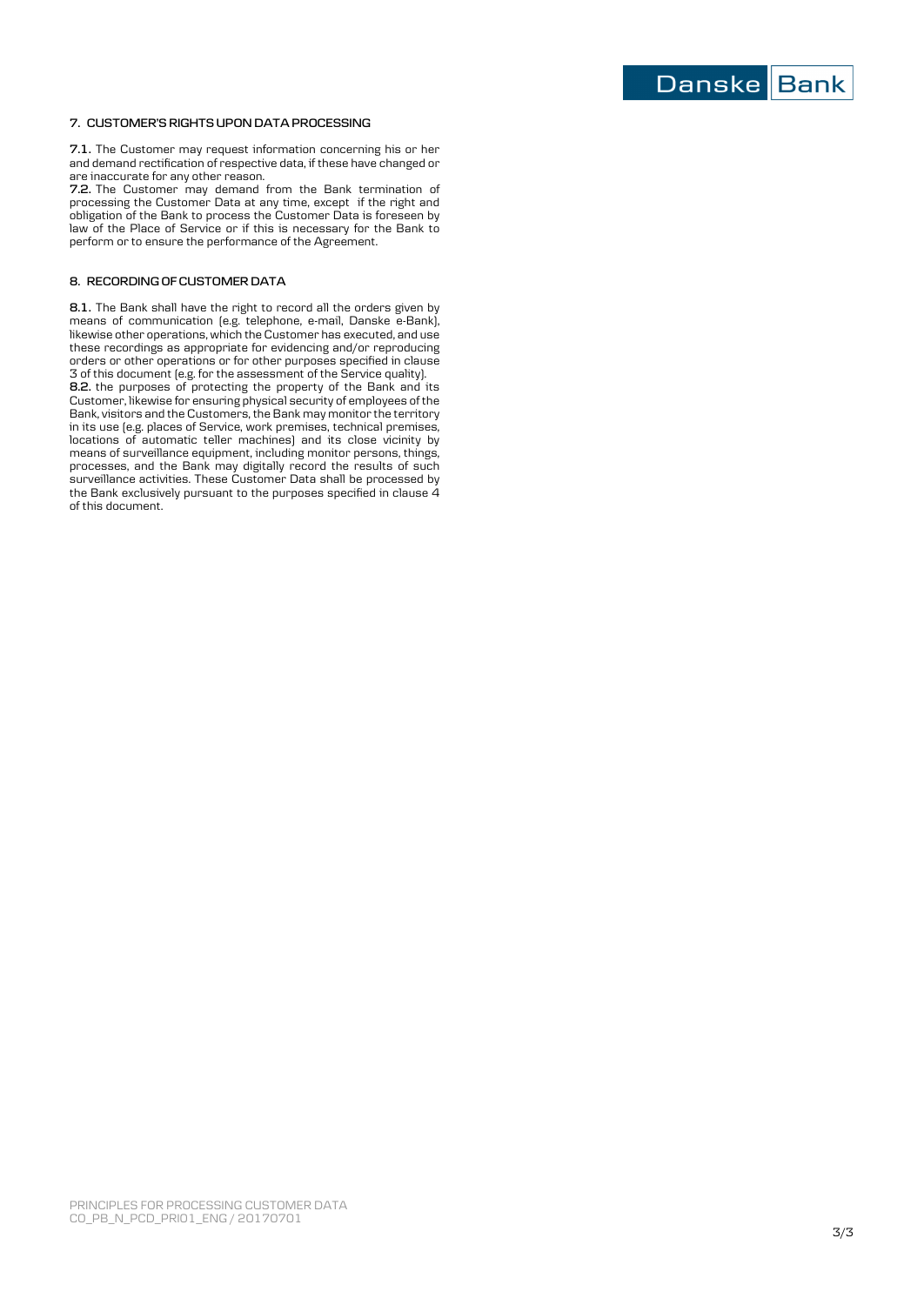## 7. CUSTOMER'S RIGHTS UPON DATA PROCESSING

**7.1.** The Customer may request information concerning his or her and demand rectification of respective data, if these have changed or are inaccurate for any other reason.

**7.2.** The Customer may demand from the Bank termination of processing the Customer Data at any time, except if the right and obligation of the Bank to process the Customer Data is foreseen by law of the Place of Service or if this is necessary for the Bank to perform or to ensure the performance of the Agreement.

## 8. RECORDING OF CUSTOMER DATA

**8.1.** The Bank shall have the right to record all the orders given by means of communication (e.g. telephone, e-mail, Danske e-Bank), likewise other operations, which the Customer has executed, and use these recordings as appropriate for evidencing and/or reproducing orders or other operations or for other purposes specified in clause 3 of this document (e.g. for the assessment of the Service quality).

**8.2.** the purposes of protecting the property of the Bank and its Customer, likewise for ensuring physical security of employees of the Bank, visitors and the Customers, the Bank may monitor the territory in its use (e.g. places of Service, work premises, technical premises, locations of automatic teller machines) and its close vicinity by means of surveillance equipment, including monitor persons, things, processes, and the Bank may digitally record the results of such surveillance activities. These Customer Data shall be processed by the Bank exclusively pursuant to the purposes specified in clause 4 of this document.

PRINCIPLES FOR PROCESSING CUSTOMER DATA
CO_PB_N_PCD_PRI01_ENG / 20170701